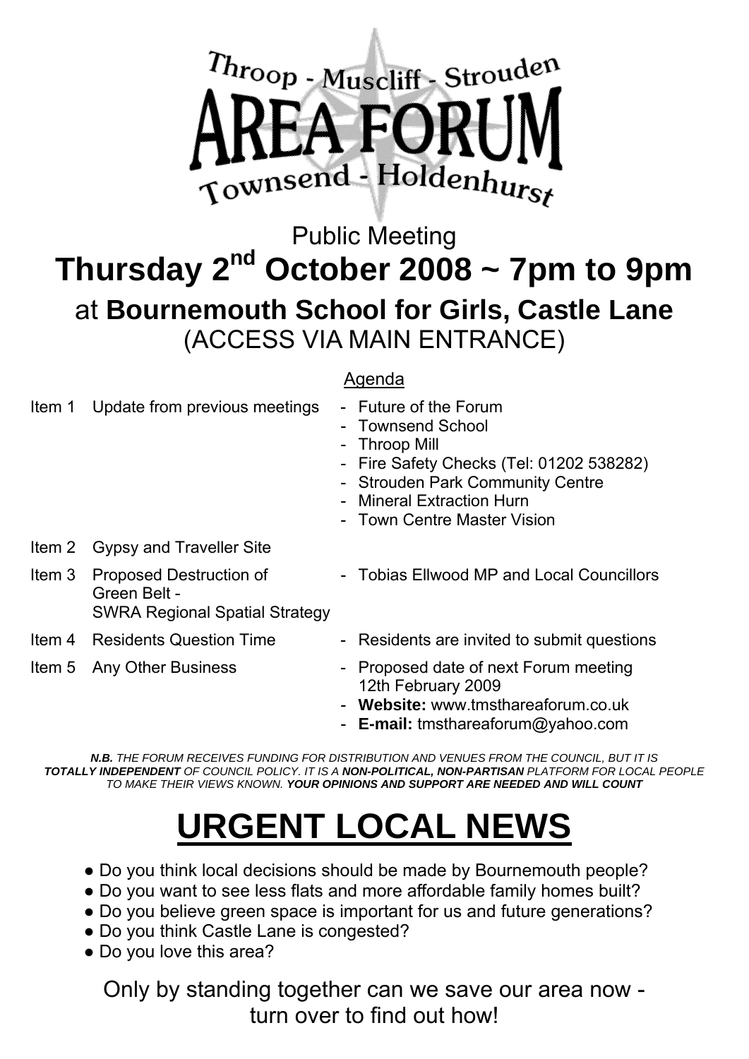# Throop - Muscliff - Strouden AREA FORUM Townsend - Holdenhurst

Public Meeting

## Thursday 2nd October 2008 ~ 7pm to 9pm

### at **Bournemouth School for Girls, Castle Lane**

(ACCESS VIA MAIN ENTRANCE)

<u>Agenda</u>

| Item | Topic | Details |
|---|---|---|
| Item 1 | Update from previous meetings | - Future of the Forum<br>- Townsend School<br>- Throop Mill<br>- Fire Safety Checks (Tel: 01202 538282)<br>- Strouden Park Community Centre<br>- Mineral Extraction Hurn<br>- Town Centre Master Vision |
| Item 2 | Gypsy and Traveller Site | |
| Item 3 | Proposed Destruction of Green Belt - SWRA Regional Spatial Strategy | - Tobias Ellwood MP and Local Councillors |
| Item 4 | Residents Question Time | - Residents are invited to submit questions |
| Item 5 | Any Other Business | - Proposed date of next Forum meeting 12th February 2009<br>- **Website:** www.tmsthareaforum.co.uk<br>- **E-mail:** tmsthareaforum@yahoo.com |

***N.B.*** *THE FORUM RECEIVES FUNDING FOR DISTRIBUTION AND VENUES FROM THE COUNCIL, BUT IT IS* ***TOTALLY INDEPENDENT*** *OF COUNCIL POLICY. IT IS A* ***NON-POLITICAL, NON-PARTISAN*** *PLATFORM FOR LOCAL PEOPLE TO MAKE THEIR VIEWS KNOWN.* ***YOUR OPINIONS AND SUPPORT ARE NEEDED AND WILL COUNT***

# <u>URGENT LOCAL NEWS</u>

- Do you think local decisions should be made by Bournemouth people?
- Do you want to see less flats and more affordable family homes built?
- Do you believe green space is important for us and future generations?
- Do you think Castle Lane is congested?
- Do you love this area?

Only by standing together can we save our area now - turn over to find out how!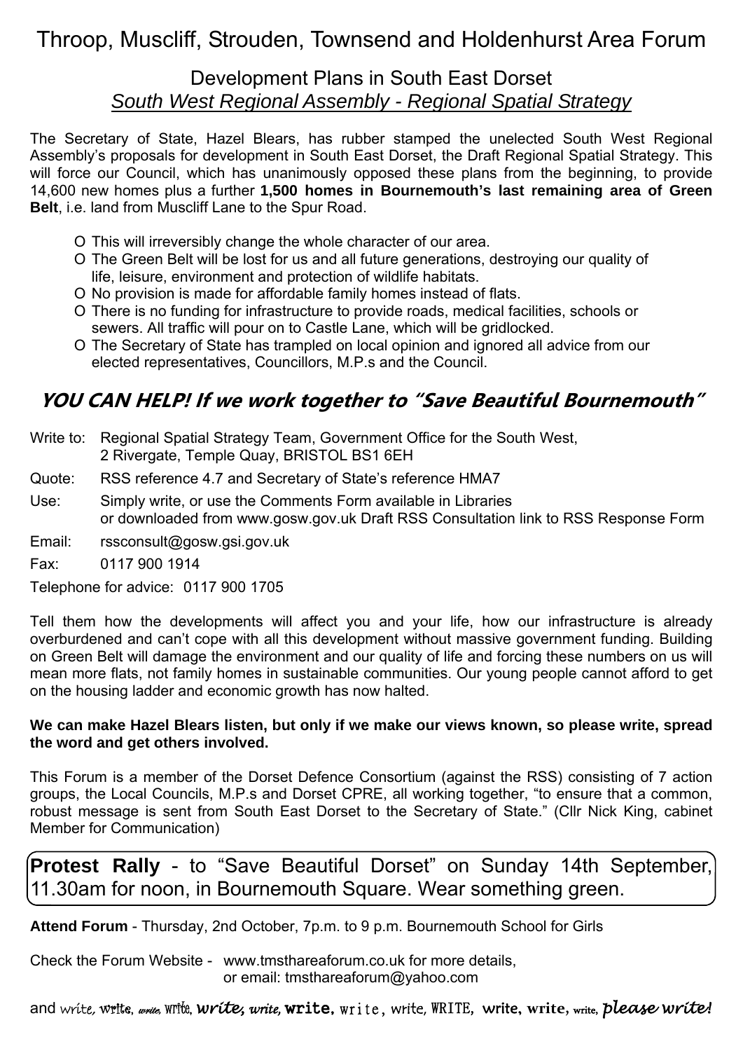# Throop, Muscliff, Strouden, Townsend and Holdenhurst Area Forum

## Development Plans in South East Dorset
### *South West Regional Assembly - Regional Spatial Strategy*

The Secretary of State, Hazel Blears, has rubber stamped the unelected South West Regional Assembly's proposals for development in South East Dorset, the Draft Regional Spatial Strategy. This will force our Council, which has unanimously opposed these plans from the beginning, to provide 14,600 new homes plus a further **1,500 homes in Bournemouth's last remaining area of Green Belt**, i.e. land from Muscliff Lane to the Spur Road.

- This will irreversibly change the whole character of our area.
- The Green Belt will be lost for us and all future generations, destroying our quality of life, leisure, environment and protection of wildlife habitats.
- No provision is made for affordable family homes instead of flats.
- There is no funding for infrastructure to provide roads, medical facilities, schools or sewers. All traffic will pour on to Castle Lane, which will be gridlocked.
- The Secretary of State has trampled on local opinion and ignored all advice from our elected representatives, Councillors, M.P.s and the Council.

## *YOU CAN HELP! If we work together to "Save Beautiful Bournemouth"*

Write to: Regional Spatial Strategy Team, Government Office for the South West, 2 Rivergate, Temple Quay, BRISTOL BS1 6EH

Quote: RSS reference 4.7 and Secretary of State's reference HMA7

Use: Simply write, or use the Comments Form available in Libraries or downloaded from www.gosw.gov.uk Draft RSS Consultation link to RSS Response Form

Email: rssconsult@gosw.gsi.gov.uk

Fax: 0117 900 1914

Telephone for advice: 0117 900 1705

Tell them how the developments will affect you and your life, how our infrastructure is already overburdened and can't cope with all this development without massive government funding. Building on Green Belt will damage the environment and our quality of life and forcing these numbers on us will mean more flats, not family homes in sustainable communities. Our young people cannot afford to get on the housing ladder and economic growth has now halted.

**We can make Hazel Blears listen, but only if we make our views known, so please write, spread the word and get others involved.**

This Forum is a member of the Dorset Defence Consortium (against the RSS) consisting of 7 action groups, the Local Councils, M.P.s and Dorset CPRE, all working together, "to ensure that a common, robust message is sent from South East Dorset to the Secretary of State." (Cllr Nick King, cabinet Member for Communication)

**Protest Rally** - to "Save Beautiful Dorset" on Sunday 14th September, 11.30am for noon, in Bournemouth Square. Wear something green.

**Attend Forum** - Thursday, 2nd October, 7p.m. to 9 p.m. Bournemouth School for Girls

Check the Forum Website - www.tmsthareaforum.co.uk for more details, or email: tmsthareaforum@yahoo.com

and *write*, write, write, write, ***write***, *write*, **write**, write, write, WRITE, **write**, **write**, write, ***please write!***